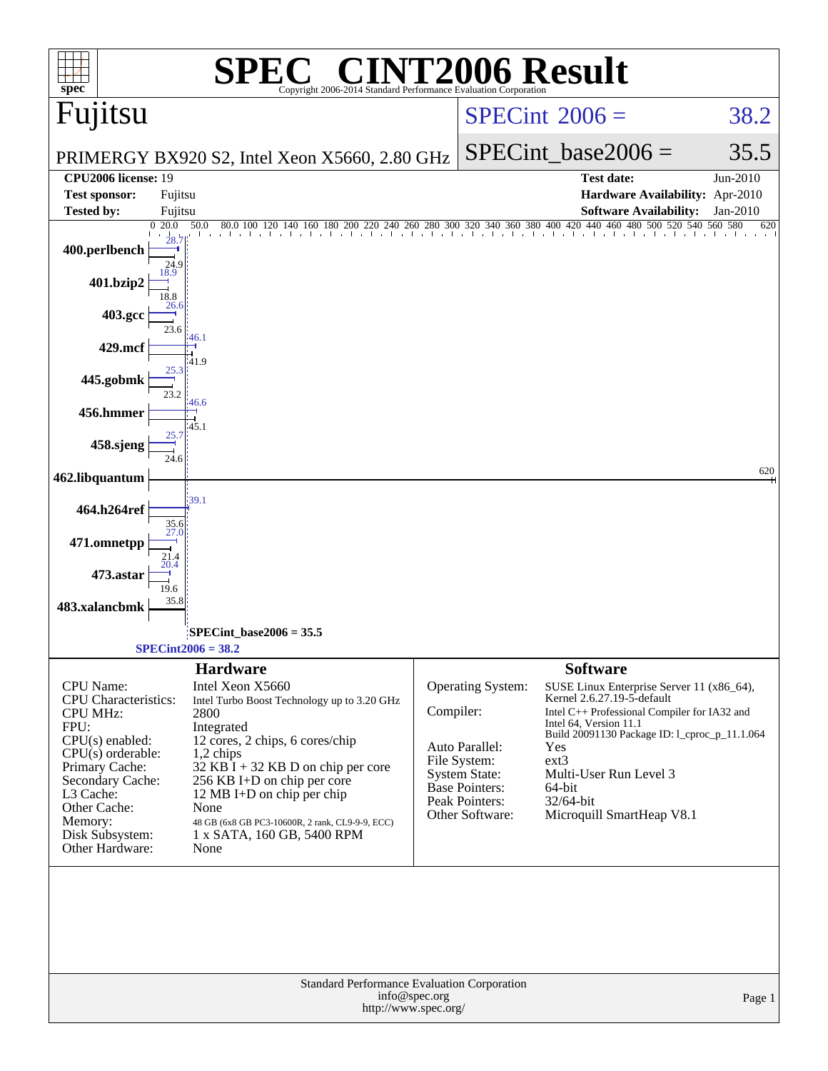# SPEC® CINT2006 Result

Copyright 2006-2014 Standard Performance Evaluation Corporation

## Fujitsu

PRIMERGY BX920 S2, Intel Xeon X5660, 2.80 GHz

SPECint_2006 = 38.2

SPECint_base2006 = 35.5

| | | | |
|---|---|---|---|
| **CPU2006 license:** 19 | | **Test date:** | Jun-2010 |
| **Test sponsor:** | Fujitsu | **Hardware Availability:** | Apr-2010 |
| **Tested by:** | Fujitsu | **Software Availability:** | Jan-2010 |

| Benchmark | Peak | Base |
|---|---|---|
| 400.perlbench | 28.7 | 24.9 |
| 401.bzip2 | 18.9 | 18.8 |
| 403.gcc | 26.6 | 23.6 |
| 429.mcf | 46.1 | 41.9 |
| 445.gobmk | 25.3 | 23.2 |
| 456.hmmer | 46.6 | 45.1 |
| 458.sjeng | 25.7 | 24.6 |
| 462.libquantum | | 620 |
| 464.h264ref | 39.1 | 35.6 |
| 471.omnetpp | 27.0 | 21.4 |
| 473.astar | 20.4 | 19.6 |
| 483.xalancbmk | | 35.8 |

SPECint_base2006 = 35.5

SPECint2006 = 38.2

### Hardware

| | |
|---|---|
| CPU Name: | Intel Xeon X5660 |
| CPU Characteristics: | Intel Turbo Boost Technology up to 3.20 GHz |
| CPU MHz: | 2800 |
| FPU: | Integrated |
| CPU(s) enabled: | 12 cores, 2 chips, 6 cores/chip |
| CPU(s) orderable: | 1,2 chips |
| Primary Cache: | 32 KB I + 32 KB D on chip per core |
| Secondary Cache: | 256 KB I+D on chip per core |
| L3 Cache: | 12 MB I+D on chip per chip |
| Other Cache: | None |
| Memory: | 48 GB (6x8 GB PC3-10600R, 2 rank, CL9-9-9, ECC) |
| Disk Subsystem: | 1 x SATA, 160 GB, 5400 RPM |
| Other Hardware: | None |

### Software

| | |
|---|---|
| Operating System: | SUSE Linux Enterprise Server 11 (x86_64), Kernel 2.6.27.19-5-default |
| Compiler: | Intel C++ Professional Compiler for IA32 and Intel 64, Version 11.1 Build 20091130 Package ID: l_cproc_p_11.1.064 |
| Auto Parallel: | Yes |
| File System: | ext3 |
| System State: | Multi-User Run Level 3 |
| Base Pointers: | 64-bit |
| Peak Pointers: | 32/64-bit |
| Other Software: | Microquill SmartHeap V8.1 |

Standard Performance Evaluation Corporation
info@spec.org
http://www.spec.org/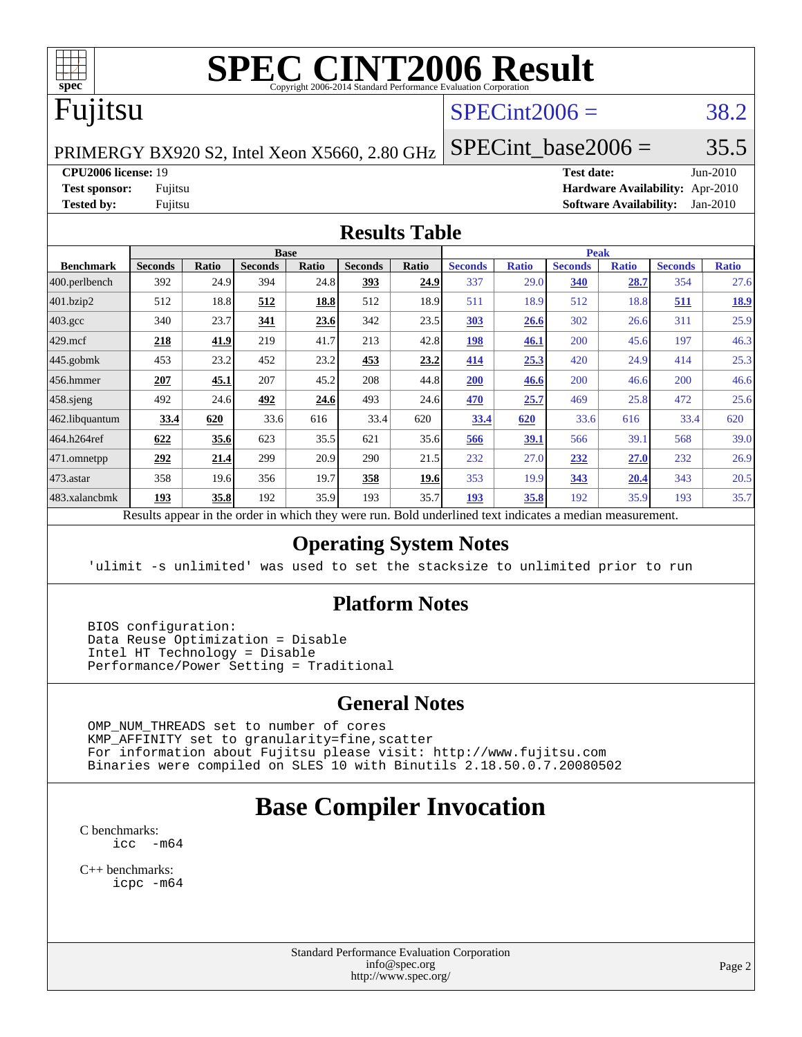# SPEC CINT2006 Result

Copyright 2006-2014 Standard Performance Evaluation Corporation

## Fujitsu

PRIMERGY BX920 S2, Intel Xeon X5660, 2.80 GHz

SPECint2006 = 38.2

SPECint_base2006 = 35.5

**CPU2006 license:** 19
**Test sponsor:** Fujitsu
**Tested by:** Fujitsu

**Test date:** Jun-2010
**Hardware Availability:** Apr-2010
**Software Availability:** Jan-2010

## Results Table

| Benchmark | Base | | | | | | Peak | | | | | |
|---|---|---|---|---|---|---|---|---|---|---|---|---|
| | Seconds | Ratio | Seconds | Ratio | Seconds | Ratio | Seconds | Ratio | Seconds | Ratio | Seconds | Ratio |
| 400.perlbench | 392 | 24.9 | 394 | 24.8 | **393** | **24.9** | 337 | 29.0 | **340** | **28.7** | 354 | 27.6 |
| 401.bzip2 | 512 | 18.8 | **512** | **18.8** | 512 | 18.9 | 511 | 18.9 | 512 | 18.8 | **511** | **18.9** |
| 403.gcc | 340 | 23.7 | **341** | **23.6** | 342 | 23.5 | **303** | **26.6** | 302 | 26.6 | 311 | 25.9 |
| 429.mcf | **218** | **41.9** | 219 | 41.7 | 213 | 42.8 | **198** | **46.1** | 200 | 45.6 | 197 | 46.3 |
| 445.gobmk | 453 | 23.2 | 452 | 23.2 | **453** | **23.2** | **414** | **25.3** | 420 | 24.9 | 414 | 25.3 |
| 456.hmmer | **207** | **45.1** | 207 | 45.2 | 208 | 44.8 | **200** | **46.6** | 200 | 46.6 | 200 | 46.6 |
| 458.sjeng | 492 | 24.6 | **492** | **24.6** | 493 | 24.6 | **470** | **25.7** | 469 | 25.8 | 472 | 25.6 |
| 462.libquantum | **33.4** | **620** | 33.6 | 616 | 33.4 | 620 | **33.4** | **620** | 33.6 | 616 | 33.4 | 620 |
| 464.h264ref | **622** | **35.6** | 623 | 35.5 | 621 | 35.6 | **566** | **39.1** | 566 | 39.1 | 568 | 39.0 |
| 471.omnetpp | **292** | **21.4** | 299 | 20.9 | 290 | 21.5 | 232 | 27.0 | **232** | **27.0** | 232 | 26.9 |
| 473.astar | 358 | 19.6 | 356 | 19.7 | **358** | **19.6** | 353 | 19.9 | **343** | **20.4** | 343 | 20.5 |
| 483.xalancbmk | **193** | **35.8** | 192 | 35.9 | 193 | 35.7 | **193** | **35.8** | 192 | 35.9 | 193 | 35.7 |

Results appear in the order in which they were run. Bold underlined text indicates a median measurement.

## Operating System Notes

'ulimit -s unlimited' was used to set the stacksize to unlimited prior to run

## Platform Notes

BIOS configuration:
Data Reuse Optimization = Disable
Intel HT Technology = Disable
Performance/Power Setting = Traditional

## General Notes

OMP_NUM_THREADS set to number of cores
KMP_AFFINITY set to granularity=fine,scatter
For information about Fujitsu please visit: http://www.fujitsu.com
Binaries were compiled on SLES 10 with Binutils 2.18.50.0.7.20080502

## Base Compiler Invocation

C benchmarks:
icc -m64

C++ benchmarks:
icpc -m64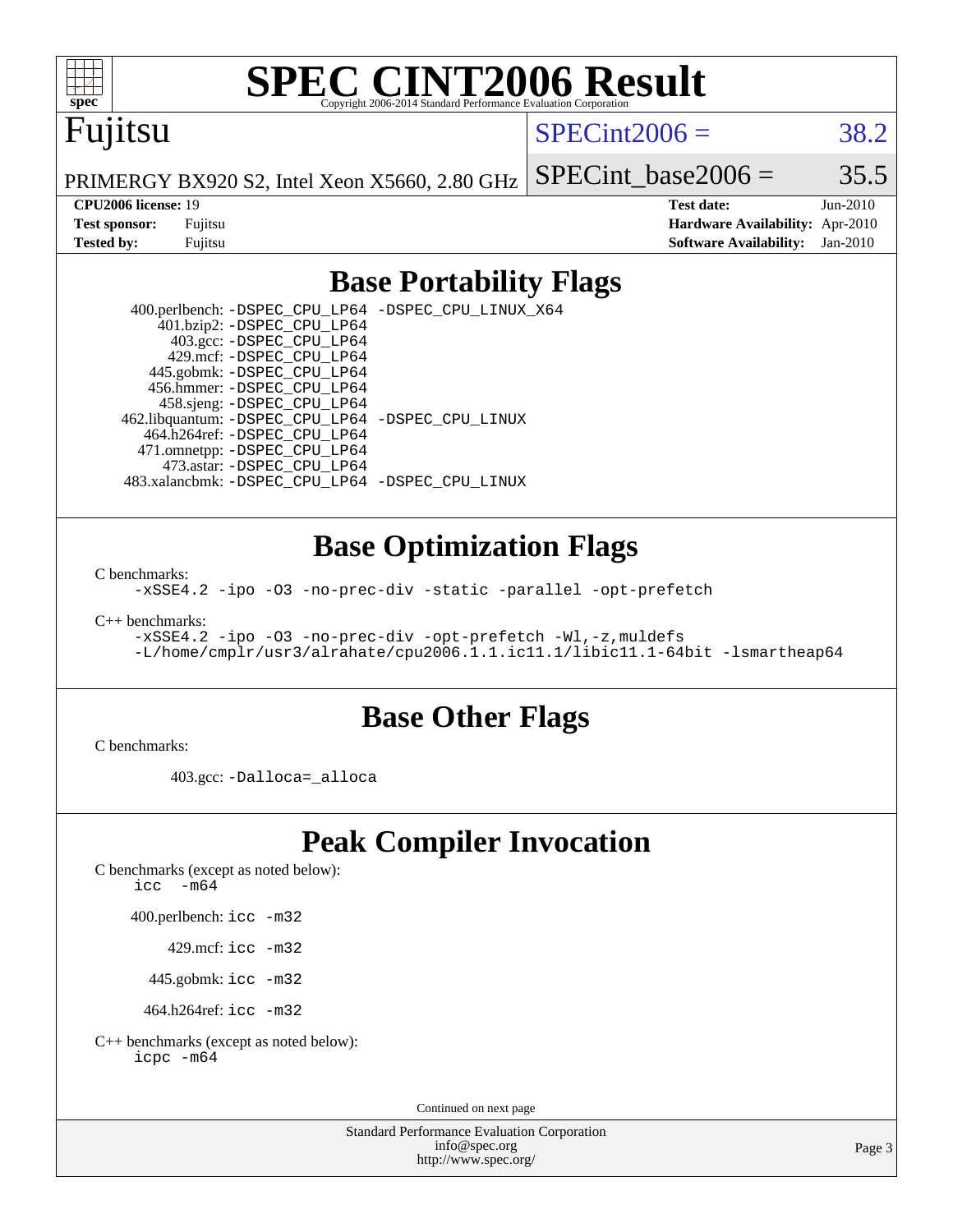# SPEC CINT2006 Result

Copyright 2006-2014 Standard Performance Evaluation Corporation

## Fujitsu

PRIMERGY BX920 S2, Intel Xeon X5660, 2.80 GHz

SPECint2006 = 38.2

SPECint_base2006 = 35.5

**CPU2006 license:** 19
**Test sponsor:** Fujitsu
**Tested by:** Fujitsu

**Test date:** Jun-2010
**Hardware Availability:** Apr-2010
**Software Availability:** Jan-2010

## Base Portability Flags

400.perlbench: `-DSPEC_CPU_LP64 -DSPEC_CPU_LINUX_X64`
401.bzip2: `-DSPEC_CPU_LP64`
403.gcc: `-DSPEC_CPU_LP64`
429.mcf: `-DSPEC_CPU_LP64`
445.gobmk: `-DSPEC_CPU_LP64`
456.hmmer: `-DSPEC_CPU_LP64`
458.sjeng: `-DSPEC_CPU_LP64`
462.libquantum: `-DSPEC_CPU_LP64 -DSPEC_CPU_LINUX`
464.h264ref: `-DSPEC_CPU_LP64`
471.omnetpp: `-DSPEC_CPU_LP64`
473.astar: `-DSPEC_CPU_LP64`
483.xalancbmk: `-DSPEC_CPU_LP64 -DSPEC_CPU_LINUX`

## Base Optimization Flags

C benchmarks:

```
-xSSE4.2 -ipo -O3 -no-prec-div -static -parallel -opt-prefetch
```

C++ benchmarks:

```
-xSSE4.2 -ipo -O3 -no-prec-div -opt-prefetch -Wl,-z,muldefs
-L/home/cmplr/usr3/alrahate/cpu2006.1.1.ic11.1/libic11.1-64bit -lsmartheap64
```

## Base Other Flags

C benchmarks:

403.gcc: `-Dalloca=_alloca`

## Peak Compiler Invocation

C benchmarks (except as noted below):

```
icc  -m64
```

400.perlbench: `icc -m32`

429.mcf: `icc -m32`

445.gobmk: `icc -m32`

464.h264ref: `icc -m32`

C++ benchmarks (except as noted below):

```
icpc -m64
```

Continued on next page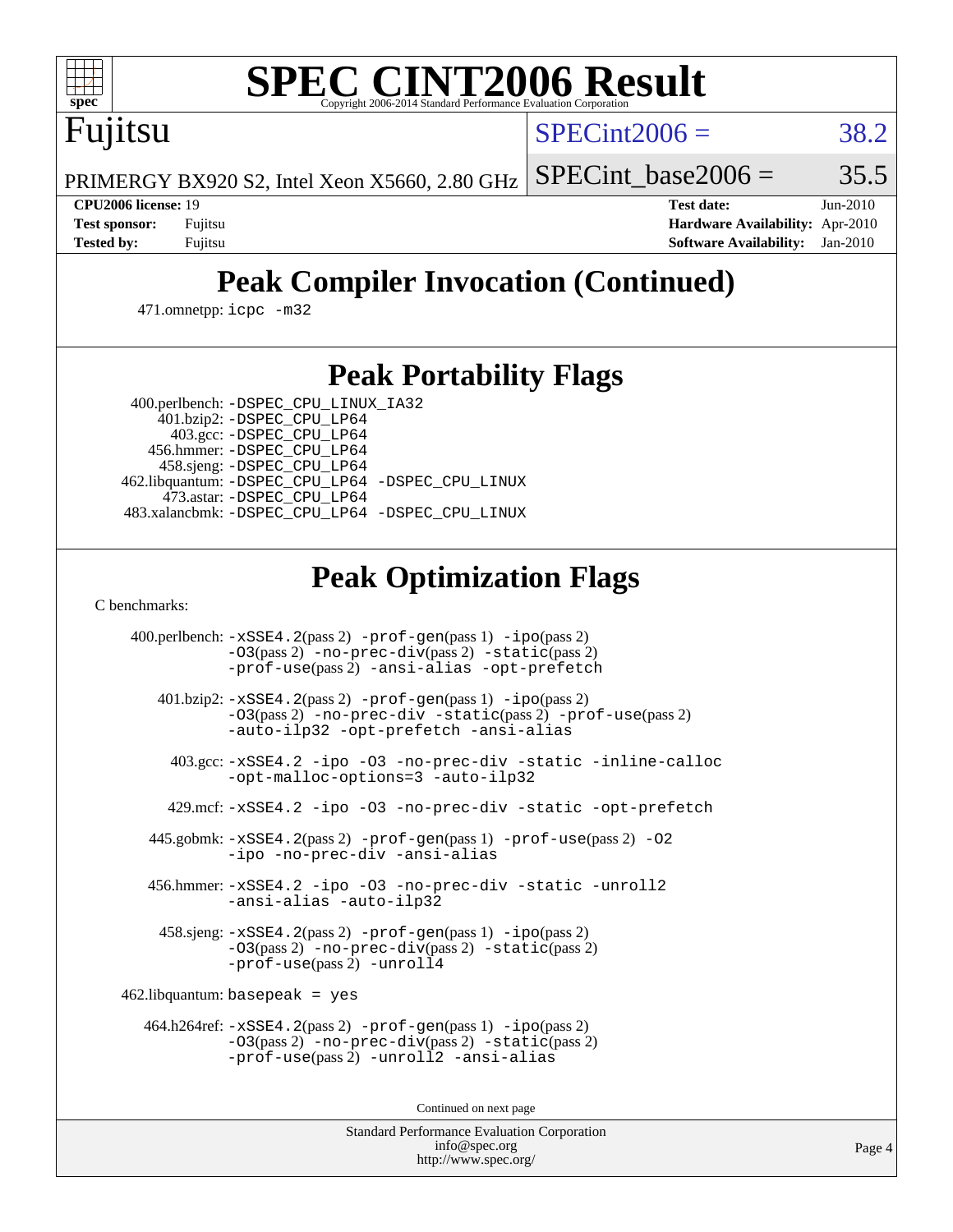# SPEC CINT2006 Result

Fujitsu

PRIMERGY BX920 S2, Intel Xeon X5660, 2.80 GHz

SPECint2006 = 38.2

SPECint_base2006 = 35.5

**CPU2006 license:** 19
**Test sponsor:** Fujitsu
**Tested by:** Fujitsu

**Test date:** Jun-2010
**Hardware Availability:** Apr-2010
**Software Availability:** Jan-2010

## Peak Compiler Invocation (Continued)

471.omnetpp: icpc -m32

## Peak Portability Flags

400.perlbench: -DSPEC_CPU_LINUX_IA32
401.bzip2: -DSPEC_CPU_LP64
403.gcc: -DSPEC_CPU_LP64
456.hmmer: -DSPEC_CPU_LP64
458.sjeng: -DSPEC_CPU_LP64
462.libquantum: -DSPEC_CPU_LP64 -DSPEC_CPU_LINUX
473.astar: -DSPEC_CPU_LP64
483.xalancbmk: -DSPEC_CPU_LP64 -DSPEC_CPU_LINUX

## Peak Optimization Flags

C benchmarks:

400.perlbench: -xSSE4.2(pass 2) -prof-gen(pass 1) -ipo(pass 2) -O3(pass 2) -no-prec-div(pass 2) -static(pass 2) -prof-use(pass 2) -ansi-alias -opt-prefetch

401.bzip2: -xSSE4.2(pass 2) -prof-gen(pass 1) -ipo(pass 2) -O3(pass 2) -no-prec-div -static(pass 2) -prof-use(pass 2) -auto-ilp32 -opt-prefetch -ansi-alias

403.gcc: -xSSE4.2 -ipo -O3 -no-prec-div -static -inline-calloc -opt-malloc-options=3 -auto-ilp32

429.mcf: -xSSE4.2 -ipo -O3 -no-prec-div -static -opt-prefetch

445.gobmk: -xSSE4.2(pass 2) -prof-gen(pass 1) -prof-use(pass 2) -O2 -ipo -no-prec-div -ansi-alias

456.hmmer: -xSSE4.2 -ipo -O3 -no-prec-div -static -unroll2 -ansi-alias -auto-ilp32

458.sjeng: -xSSE4.2(pass 2) -prof-gen(pass 1) -ipo(pass 2) -O3(pass 2) -no-prec-div(pass 2) -static(pass 2) -prof-use(pass 2) -unroll4

462.libquantum: basepeak = yes

464.h264ref: -xSSE4.2(pass 2) -prof-gen(pass 1) -ipo(pass 2) -O3(pass 2) -no-prec-div(pass 2) -static(pass 2) -prof-use(pass 2) -unroll2 -ansi-alias

Continued on next page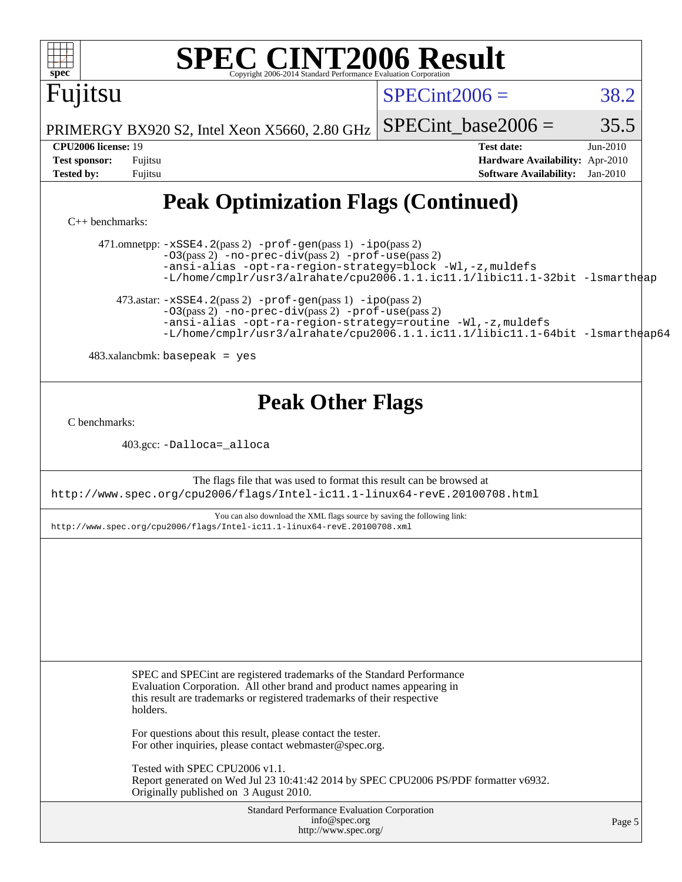# SPEC CINT2006 Result

Copyright 2006-2014 Standard Performance Evaluation Corporation

Fujitsu

PRIMERGY BX920 S2, Intel Xeon X5660, 2.80 GHz

SPECint2006 = 38.2

SPECint_base2006 = 35.5

**CPU2006 license:** 19
**Test sponsor:** Fujitsu
**Tested by:** Fujitsu

**Test date:** Jun-2010
**Hardware Availability:** Apr-2010
**Software Availability:** Jan-2010

## Peak Optimization Flags (Continued)

C++ benchmarks:

471.omnetpp: `-xSSE4.2`(pass 2) `-prof-gen`(pass 1) `-ipo`(pass 2) `-O3`(pass 2) `-no-prec-div`(pass 2) `-prof-use`(pass 2) `-ansi-alias -opt-ra-region-strategy=block -Wl,-z,muldefs -L/home/cmplr/usr3/alrahate/cpu2006.1.1.ic11.1/libic11.1-32bit -lsmartheap`

473.astar: `-xSSE4.2`(pass 2) `-prof-gen`(pass 1) `-ipo`(pass 2) `-O3`(pass 2) `-no-prec-div`(pass 2) `-prof-use`(pass 2) `-ansi-alias -opt-ra-region-strategy=routine -Wl,-z,muldefs -L/home/cmplr/usr3/alrahate/cpu2006.1.1.ic11.1/libic11.1-64bit -lsmartheap64`

483.xalancbmk: `basepeak = yes`

## Peak Other Flags

C benchmarks:

403.gcc: `-Dalloca=_alloca`

The flags file that was used to format this result can be browsed at
`http://www.spec.org/cpu2006/flags/Intel-ic11.1-linux64-revE.20100708.html`

You can also download the XML flags source by saving the following link:
`http://www.spec.org/cpu2006/flags/Intel-ic11.1-linux64-revE.20100708.xml`

SPEC and SPECint are registered trademarks of the Standard Performance Evaluation Corporation. All other brand and product names appearing in this result are trademarks or registered trademarks of their respective holders.

For questions about this result, please contact the tester.
For other inquiries, please contact webmaster@spec.org.

Tested with SPEC CPU2006 v1.1.
Report generated on Wed Jul 23 10:41:42 2014 by SPEC CPU2006 PS/PDF formatter v6932.
Originally published on 3 August 2010.

Standard Performance Evaluation Corporation
info@spec.org
http://www.spec.org/